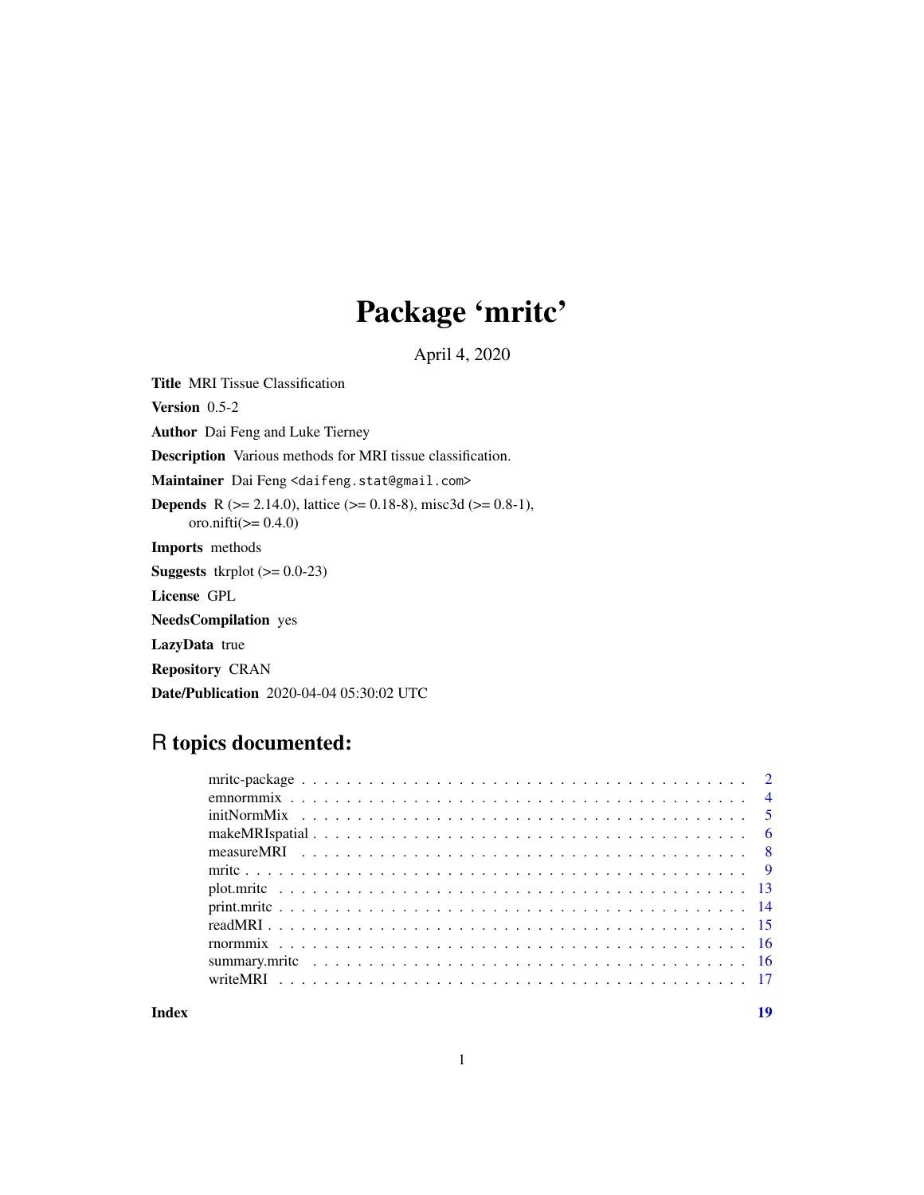# Package 'mritc'

April 4, 2020

**Title** MRI Tissue Classification

**Version** 0.5-2

**Author** Dai Feng and Luke Tierney

**Description** Various methods for MRI tissue classification.

**Maintainer** Dai Feng <daifeng.stat@gmail.com>

**Depends** R (>= 2.14.0), lattice (>= 0.18-8), misc3d (>= 0.8-1), oro.nifti(>= 0.4.0)

**Imports** methods

**Suggests** tkrplot (>= 0.0-23)

**License** GPL

**NeedsCompilation** yes

**LazyData** true

**Repository** CRAN

**Date/Publication** 2020-04-04 05:30:02 UTC

## R topics documented:

| | |
|---|---|
| mritc-package | 2 |
| emnormmix | 4 |
| initNormMix | 5 |
| makeMRIspatial | 6 |
| measureMRI | 8 |
| mritc | 9 |
| plot.mritc | 13 |
| print.mritc | 14 |
| readMRI | 15 |
| rnormmix | 16 |
| summary.mritc | 16 |
| writeMRI | 17 |
| **Index** | **19** |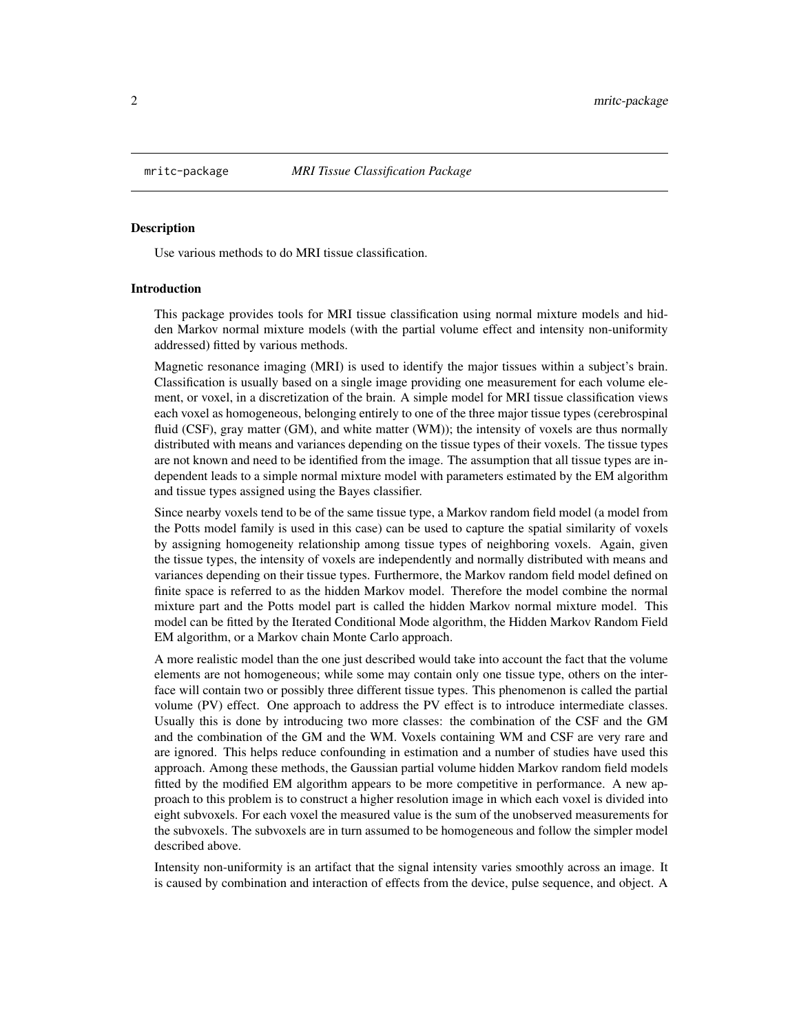# mritc-package — *MRI Tissue Classification Package*

## Description

Use various methods to do MRI tissue classification.

## Introduction

This package provides tools for MRI tissue classification using normal mixture models and hidden Markov normal mixture models (with the partial volume effect and intensity non-uniformity addressed) fitted by various methods.

Magnetic resonance imaging (MRI) is used to identify the major tissues within a subject's brain. Classification is usually based on a single image providing one measurement for each volume element, or voxel, in a discretization of the brain. A simple model for MRI tissue classification views each voxel as homogeneous, belonging entirely to one of the three major tissue types (cerebrospinal fluid (CSF), gray matter (GM), and white matter (WM)); the intensity of voxels are thus normally distributed with means and variances depending on the tissue types of their voxels. The tissue types are not known and need to be identified from the image. The assumption that all tissue types are independent leads to a simple normal mixture model with parameters estimated by the EM algorithm and tissue types assigned using the Bayes classifier.

Since nearby voxels tend to be of the same tissue type, a Markov random field model (a model from the Potts model family is used in this case) can be used to capture the spatial similarity of voxels by assigning homogeneity relationship among tissue types of neighboring voxels. Again, given the tissue types, the intensity of voxels are independently and normally distributed with means and variances depending on their tissue types. Furthermore, the Markov random field model defined on finite space is referred to as the hidden Markov model. Therefore the model combine the normal mixture part and the Potts model part is called the hidden Markov normal mixture model. This model can be fitted by the Iterated Conditional Mode algorithm, the Hidden Markov Random Field EM algorithm, or a Markov chain Monte Carlo approach.

A more realistic model than the one just described would take into account the fact that the volume elements are not homogeneous; while some may contain only one tissue type, others on the interface will contain two or possibly three different tissue types. This phenomenon is called the partial volume (PV) effect. One approach to address the PV effect is to introduce intermediate classes. Usually this is done by introducing two more classes: the combination of the CSF and the GM and the combination of the GM and the WM. Voxels containing WM and CSF are very rare and are ignored. This helps reduce confounding in estimation and a number of studies have used this approach. Among these methods, the Gaussian partial volume hidden Markov random field models fitted by the modified EM algorithm appears to be more competitive in performance. A new approach to this problem is to construct a higher resolution image in which each voxel is divided into eight subvoxels. For each voxel the measured value is the sum of the unobserved measurements for the subvoxels. The subvoxels are in turn assumed to be homogeneous and follow the simpler model described above.

Intensity non-uniformity is an artifact that the signal intensity varies smoothly across an image. It is caused by combination and interaction of effects from the device, pulse sequence, and object. A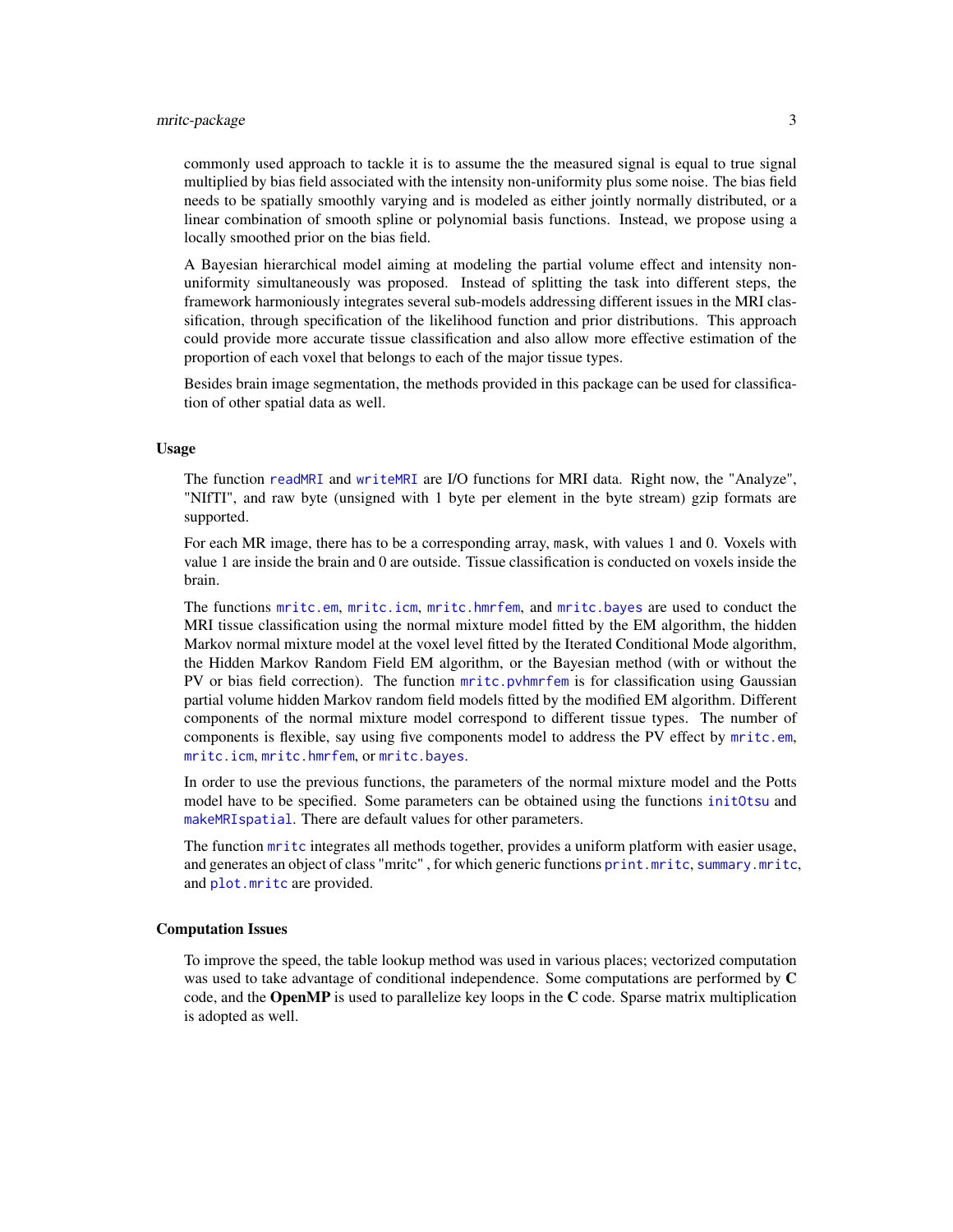commonly used approach to tackle it is to assume the the measured signal is equal to true signal multiplied by bias field associated with the intensity non-uniformity plus some noise. The bias field needs to be spatially smoothly varying and is modeled as either jointly normally distributed, or a linear combination of smooth spline or polynomial basis functions. Instead, we propose using a locally smoothed prior on the bias field.

A Bayesian hierarchical model aiming at modeling the partial volume effect and intensity non-uniformity simultaneously was proposed. Instead of splitting the task into different steps, the framework harmoniously integrates several sub-models addressing different issues in the MRI classification, through specification of the likelihood function and prior distributions. This approach could provide more accurate tissue classification and also allow more effective estimation of the proportion of each voxel that belongs to each of the major tissue types.

Besides brain image segmentation, the methods provided in this package can be used for classification of other spatial data as well.

## Usage

The function `readMRI` and `writeMRI` are I/O functions for MRI data. Right now, the "Analyze", "NIfTI", and raw byte (unsigned with 1 byte per element in the byte stream) gzip formats are supported.

For each MR image, there has to be a corresponding array, `mask`, with values 1 and 0. Voxels with value 1 are inside the brain and 0 are outside. Tissue classification is conducted on voxels inside the brain.

The functions `mritc.em`, `mritc.icm`, `mritc.hmrfem`, and `mritc.bayes` are used to conduct the MRI tissue classification using the normal mixture model fitted by the EM algorithm, the hidden Markov normal mixture model at the voxel level fitted by the Iterated Conditional Mode algorithm, the Hidden Markov Random Field EM algorithm, or the Bayesian method (with or without the PV or bias field correction). The function `mritc.pvhmrfem` is for classification using Gaussian partial volume hidden Markov random field models fitted by the modified EM algorithm. Different components of the normal mixture model correspond to different tissue types. The number of components is flexible, say using five components model to address the PV effect by `mritc.em`, `mritc.icm`, `mritc.hmrfem`, or `mritc.bayes`.

In order to use the previous functions, the parameters of the normal mixture model and the Potts model have to be specified. Some parameters can be obtained using the functions `initOtsu` and `makeMRIspatial`. There are default values for other parameters.

The function `mritc` integrates all methods together, provides a uniform platform with easier usage, and generates an object of class "mritc" , for which generic functions `print.mritc`, `summary.mritc`, and `plot.mritc` are provided.

## Computation Issues

To improve the speed, the table lookup method was used in various places; vectorized computation was used to take advantage of conditional independence. Some computations are performed by **C** code, and the **OpenMP** is used to parallelize key loops in the **C** code. Sparse matrix multiplication is adopted as well.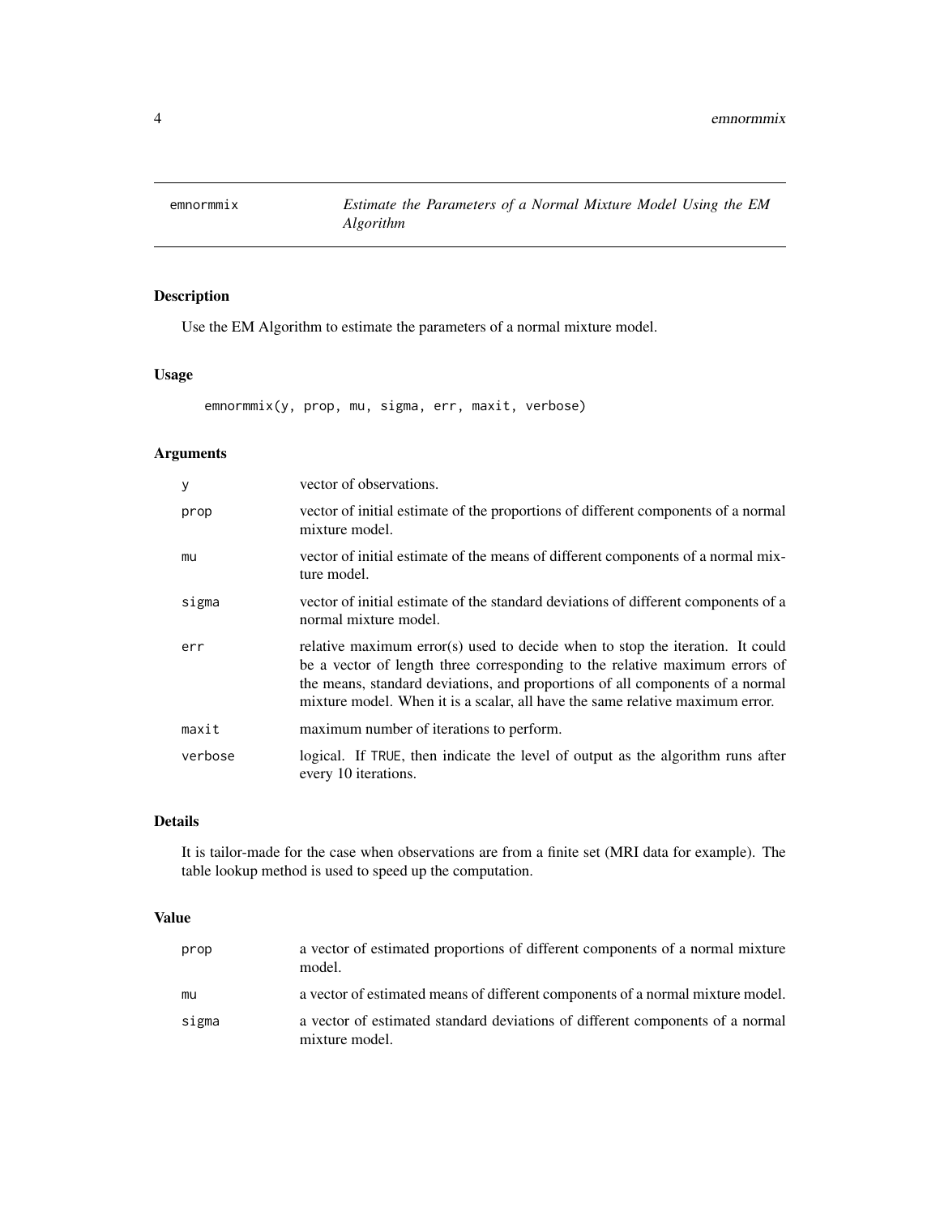# emnormmix — *Estimate the Parameters of a Normal Mixture Model Using the EM Algorithm*

## Description

Use the EM Algorithm to estimate the parameters of a normal mixture model.

## Usage

```
emnormmix(y, prop, mu, sigma, err, maxit, verbose)
```

## Arguments

| | |
|---|---|
| `y` | vector of observations. |
| `prop` | vector of initial estimate of the proportions of different components of a normal mixture model. |
| `mu` | vector of initial estimate of the means of different components of a normal mixture model. |
| `sigma` | vector of initial estimate of the standard deviations of different components of a normal mixture model. |
| `err` | relative maximum error(s) used to decide when to stop the iteration. It could be a vector of length three corresponding to the relative maximum errors of the means, standard deviations, and proportions of all components of a normal mixture model. When it is a scalar, all have the same relative maximum error. |
| `maxit` | maximum number of iterations to perform. |
| `verbose` | logical. If `TRUE`, then indicate the level of output as the algorithm runs after every 10 iterations. |

## Details

It is tailor-made for the case when observations are from a finite set (MRI data for example). The table lookup method is used to speed up the computation.

## Value

| | |
|---|---|
| `prop` | a vector of estimated proportions of different components of a normal mixture model. |
| `mu` | a vector of estimated means of different components of a normal mixture model. |
| `sigma` | a vector of estimated standard deviations of different components of a normal mixture model. |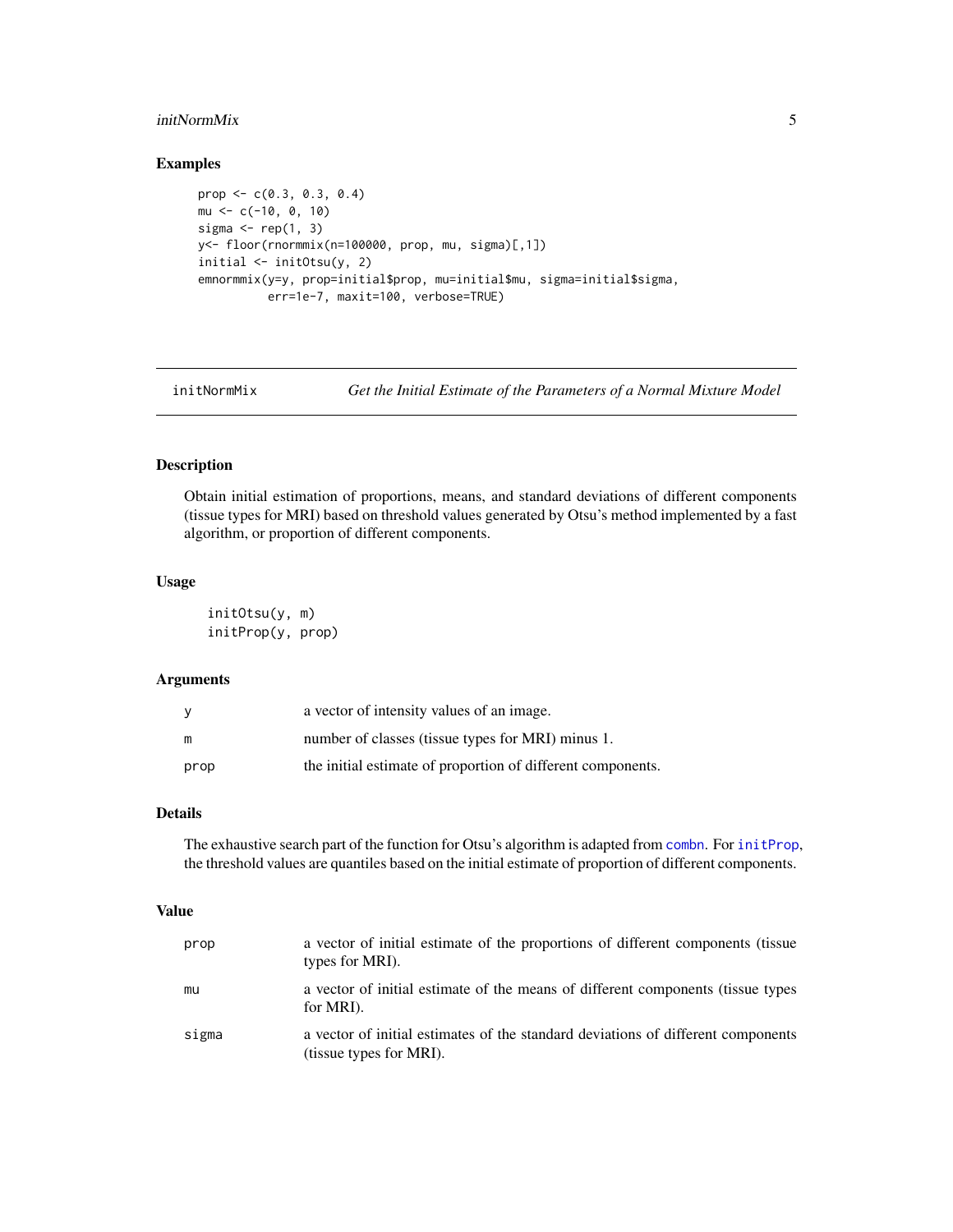## Examples

```
prop <- c(0.3, 0.3, 0.4)
mu <- c(-10, 0, 10)
sigma <- rep(1, 3)
y<- floor(rnormmix(n=100000, prop, mu, sigma)[,1])
initial <- initOtsu(y, 2)
emnormmix(y=y, prop=initial$prop, mu=initial$mu, sigma=initial$sigma,
          err=1e-7, maxit=100, verbose=TRUE)
```

---

# initNormMix — *Get the Initial Estimate of the Parameters of a Normal Mixture Model*

## Description

Obtain initial estimation of proportions, means, and standard deviations of different components (tissue types for MRI) based on threshold values generated by Otsu's method implemented by a fast algorithm, or proportion of different components.

## Usage

```
initOtsu(y, m)
initProp(y, prop)
```

## Arguments

| | |
|---|---|
| `y` | a vector of intensity values of an image. |
| `m` | number of classes (tissue types for MRI) minus 1. |
| `prop` | the initial estimate of proportion of different components. |

## Details

The exhaustive search part of the function for Otsu's algorithm is adapted from `combn`. For `initProp`, the threshold values are quantiles based on the initial estimate of proportion of different components.

## Value

| | |
|---|---|
| `prop` | a vector of initial estimate of the proportions of different components (tissue types for MRI). |
| `mu` | a vector of initial estimate of the means of different components (tissue types for MRI). |
| `sigma` | a vector of initial estimates of the standard deviations of different components (tissue types for MRI). |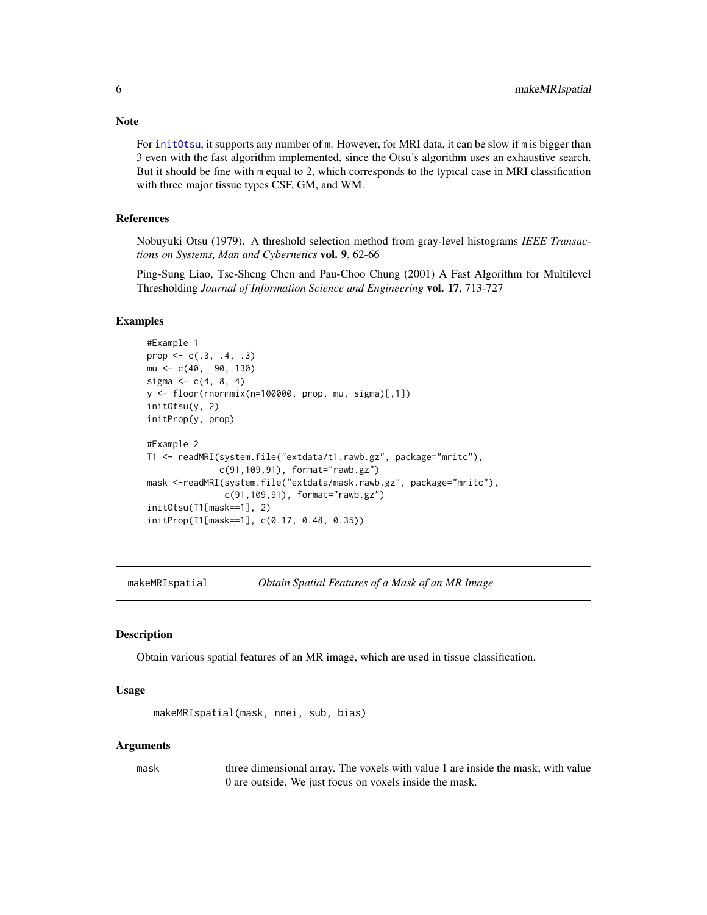### Note

For `initOtsu`, it supports any number of `m`. However, for MRI data, it can be slow if `m` is bigger than 3 even with the fast algorithm implemented, since the Otsu's algorithm uses an exhaustive search. But it should be fine with `m` equal to 2, which corresponds to the typical case in MRI classification with three major tissue types CSF, GM, and WM.

### References

Nobuyuki Otsu (1979). A threshold selection method from gray-level histograms *IEEE Transactions on Systems, Man and Cybernetics* **vol. 9**, 62-66

Ping-Sung Liao, Tse-Sheng Chen and Pau-Choo Chung (2001) A Fast Algorithm for Multilevel Thresholding *Journal of Information Science and Engineering* **vol. 17**, 713-727

### Examples

```
#Example 1
prop <- c(.3, .4, .3)
mu <- c(40,  90, 130)
sigma <- c(4, 8, 4)
y <- floor(rnormmix(n=100000, prop, mu, sigma)[,1])
initOtsu(y, 2)
initProp(y, prop)

#Example 2
T1 <- readMRI(system.file("extdata/t1.rawb.gz", package="mritc"),
              c(91,109,91), format="rawb.gz")
mask <-readMRI(system.file("extdata/mask.rawb.gz", package="mritc"),
               c(91,109,91), format="rawb.gz")
initOtsu(T1[mask==1], 2)
initProp(T1[mask==1], c(0.17, 0.48, 0.35))
```

---

## makeMRIspatial — *Obtain Spatial Features of a Mask of an MR Image*

---

### Description

Obtain various spatial features of an MR image, which are used in tissue classification.

### Usage

```
makeMRIspatial(mask, nnei, sub, bias)
```

### Arguments

| | |
|---|---|
| `mask` | three dimensional array. The voxels with value 1 are inside the mask; with value 0 are outside. We just focus on voxels inside the mask. |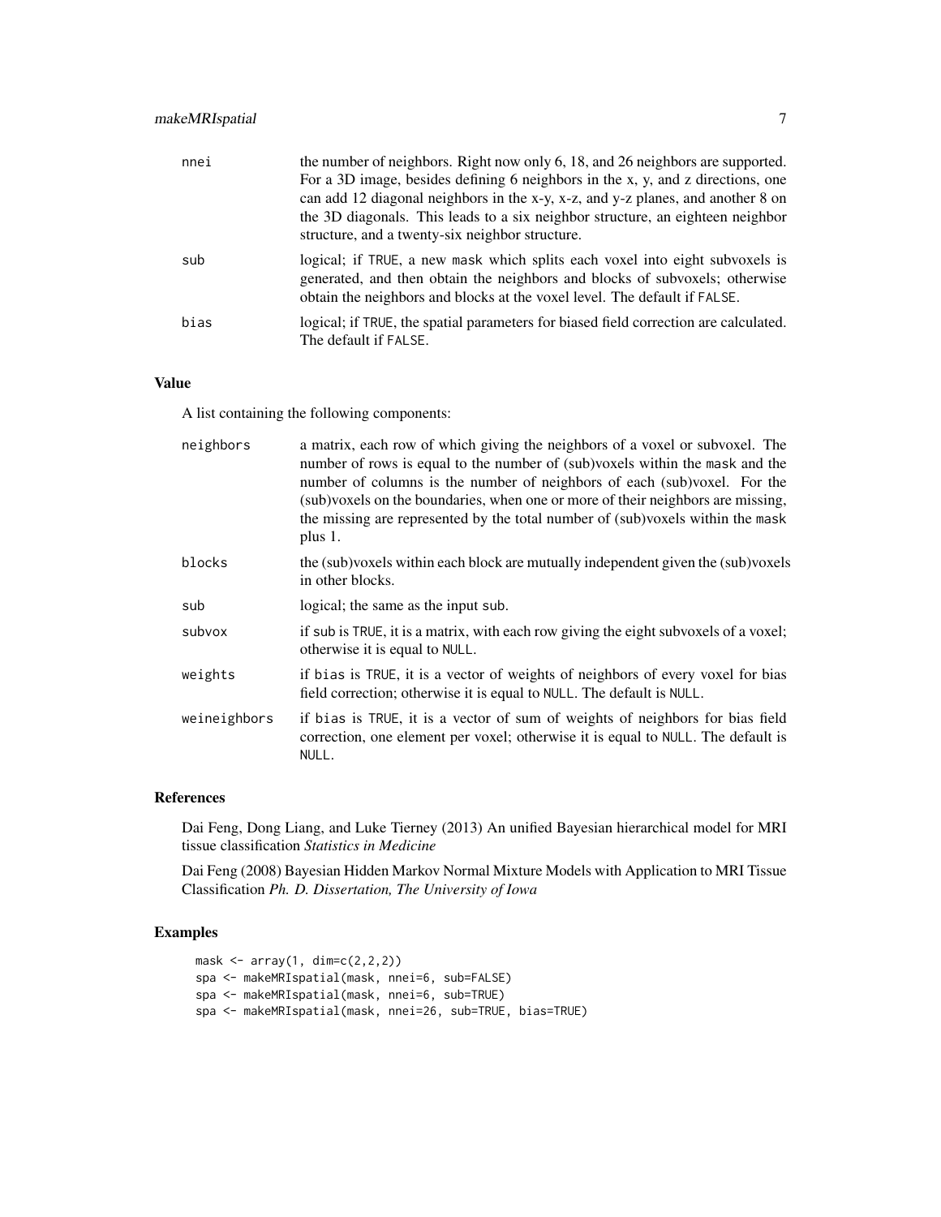| | |
|---|---|
| nnei | the number of neighbors. Right now only 6, 18, and 26 neighbors are supported. For a 3D image, besides defining 6 neighbors in the x, y, and z directions, one can add 12 diagonal neighbors in the x-y, x-z, and y-z planes, and another 8 on the 3D diagonals. This leads to a six neighbor structure, an eighteen neighbor structure, and a twenty-six neighbor structure. |
| sub | logical; if TRUE, a new mask which splits each voxel into eight subvoxels is generated, and then obtain the neighbors and blocks of subvoxels; otherwise obtain the neighbors and blocks at the voxel level. The default if FALSE. |
| bias | logical; if TRUE, the spatial parameters for biased field correction are calculated. The default if FALSE. |

## Value

A list containing the following components:

| | |
|---|---|
| neighbors | a matrix, each row of which giving the neighbors of a voxel or subvoxel. The number of rows is equal to the number of (sub)voxels within the mask and the number of columns is the number of neighbors of each (sub)voxel. For the (sub)voxels on the boundaries, when one or more of their neighbors are missing, the missing are represented by the total number of (sub)voxels within the mask plus 1. |
| blocks | the (sub)voxels within each block are mutually independent given the (sub)voxels in other blocks. |
| sub | logical; the same as the input sub. |
| subvox | if sub is TRUE, it is a matrix, with each row giving the eight subvoxels of a voxel; otherwise it is equal to NULL. |
| weights | if bias is TRUE, it is a vector of weights of neighbors of every voxel for bias field correction; otherwise it is equal to NULL. The default is NULL. |
| weineighbors | if bias is TRUE, it is a vector of sum of weights of neighbors for bias field correction, one element per voxel; otherwise it is equal to NULL. The default is NULL. |

## References

Dai Feng, Dong Liang, and Luke Tierney (2013) An unified Bayesian hierarchical model for MRI tissue classification *Statistics in Medicine*

Dai Feng (2008) Bayesian Hidden Markov Normal Mixture Models with Application to MRI Tissue Classification *Ph. D. Dissertation, The University of Iowa*

## Examples

```
mask <- array(1, dim=c(2,2,2))
spa <- makeMRIspatial(mask, nnei=6, sub=FALSE)
spa <- makeMRIspatial(mask, nnei=6, sub=TRUE)
spa <- makeMRIspatial(mask, nnei=26, sub=TRUE, bias=TRUE)
```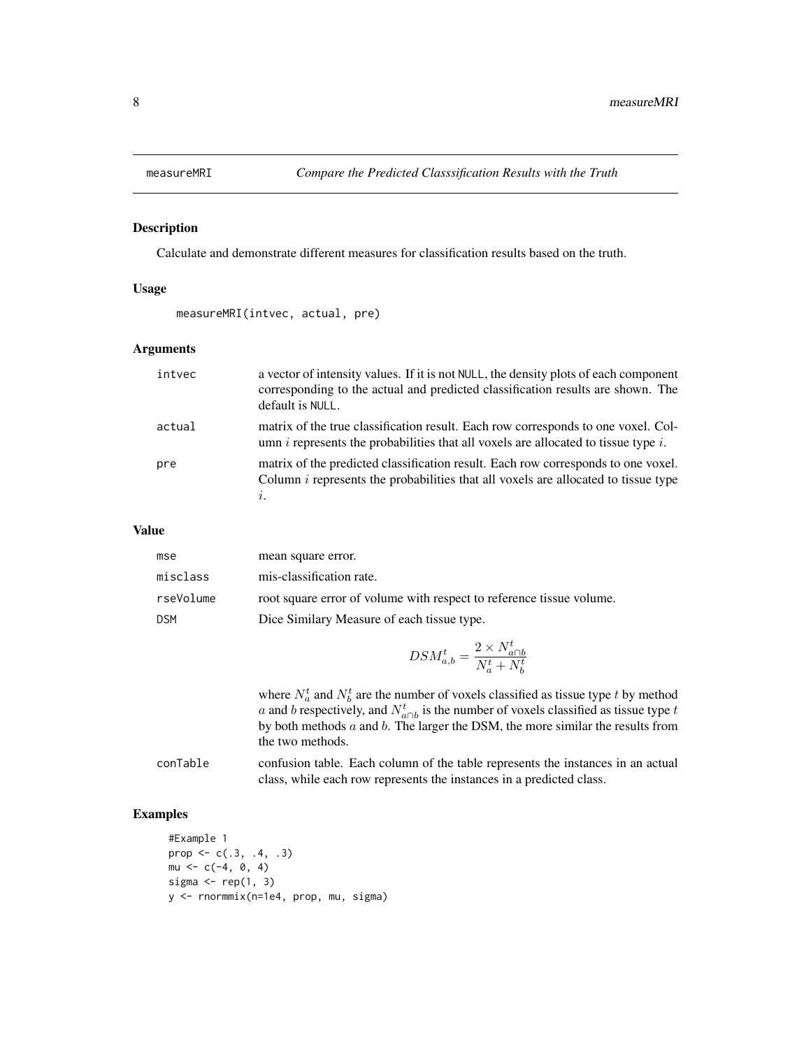## measureMRI — *Compare the Predicted Classsification Results with the Truth*

### Description

Calculate and demonstrate different measures for classification results based on the truth.

### Usage

```
measureMRI(intvec, actual, pre)
```

### Arguments

| | |
|---|---|
| `intvec` | a vector of intensity values. If it is not `NULL`, the density plots of each component corresponding to the actual and predicted classification results are shown. The default is `NULL`. |
| `actual` | matrix of the true classification result. Each row corresponds to one voxel. Column $i$ represents the probabilities that all voxels are allocated to tissue type $i$. |
| `pre` | matrix of the predicted classification result. Each row corresponds to one voxel. Column $i$ represents the probabilities that all voxels are allocated to tissue type $i$. |

### Value

`mse` mean square error.

`misclass` mis-classification rate.

`rseVolume` root square error of volume with respect to reference tissue volume.

`DSM` Dice Similary Measure of each tissue type.

$$DSM_{a,b}^t = \frac{2 \times N_{a \cap b}^t}{N_a^t + N_b^t}$$

where $N_a^t$ and $N_b^t$ are the number of voxels classified as tissue type $t$ by method $a$ and $b$ respectively, and $N_{a \cap b}^t$ is the number of voxels classified as tissue type $t$ by both methods $a$ and $b$. The larger the DSM, the more similar the results from the two methods.

`conTable` confusion table. Each column of the table represents the instances in an actual class, while each row represents the instances in a predicted class.

### Examples

```
#Example 1
prop <- c(.3, .4, .3)
mu <- c(-4, 0, 4)
sigma <- rep(1, 3)
y <- rnormmix(n=1e4, prop, mu, sigma)
```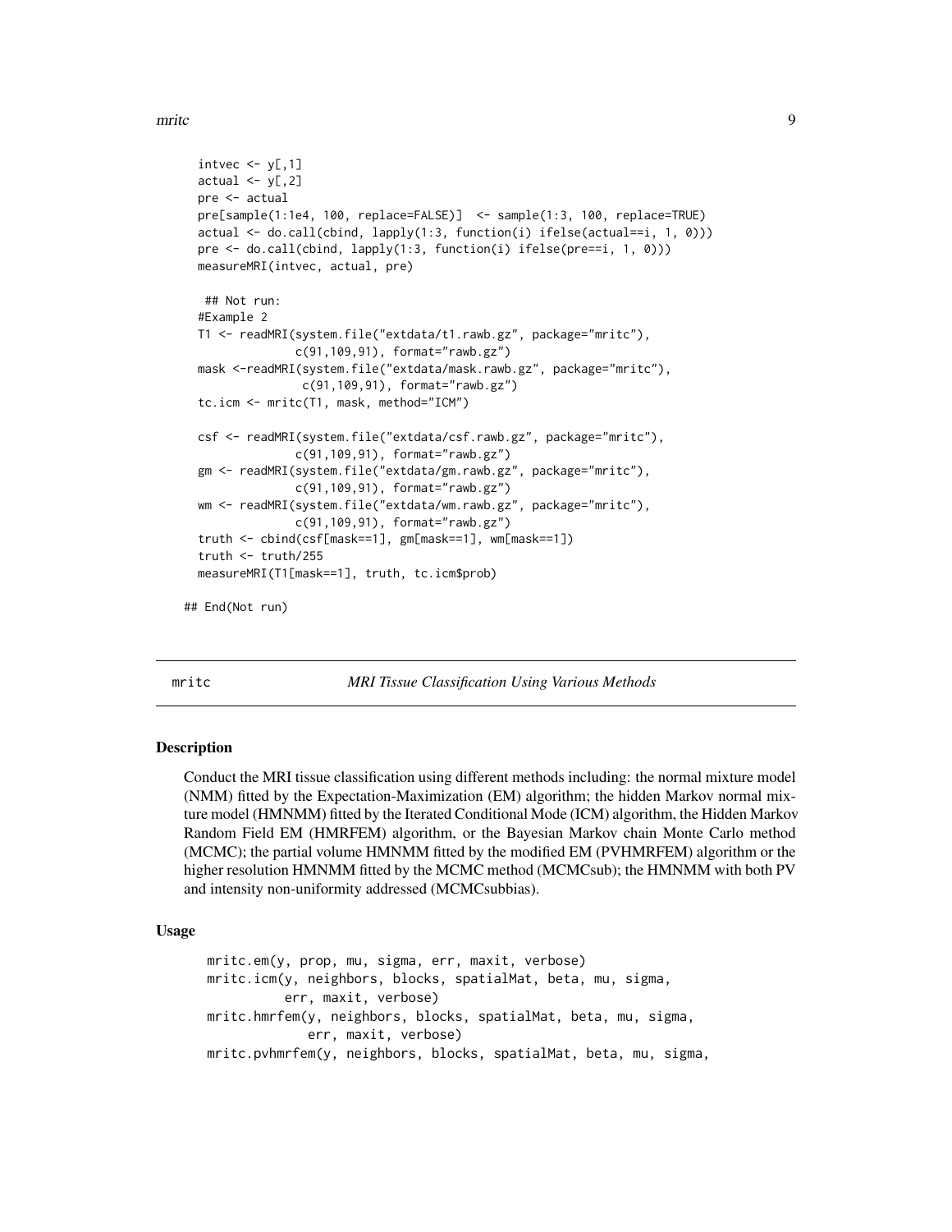```
intvec <- y[,1]
actual <- y[,2]
pre <- actual
pre[sample(1:1e4, 100, replace=FALSE)]  <- sample(1:3, 100, replace=TRUE)
actual <- do.call(cbind, lapply(1:3, function(i) ifelse(actual==i, 1, 0)))
pre <- do.call(cbind, lapply(1:3, function(i) ifelse(pre==i, 1, 0)))
measureMRI(intvec, actual, pre)

 ## Not run:
#Example 2
T1 <- readMRI(system.file("extdata/t1.rawb.gz", package="mritc"),
              c(91,109,91), format="rawb.gz")
mask <-readMRI(system.file("extdata/mask.rawb.gz", package="mritc"),
               c(91,109,91), format="rawb.gz")
tc.icm <- mritc(T1, mask, method="ICM")

csf <- readMRI(system.file("extdata/csf.rawb.gz", package="mritc"),
              c(91,109,91), format="rawb.gz")
gm <- readMRI(system.file("extdata/gm.rawb.gz", package="mritc"),
              c(91,109,91), format="rawb.gz")
wm <- readMRI(system.file("extdata/wm.rawb.gz", package="mritc"),
              c(91,109,91), format="rawb.gz")
truth <- cbind(csf[mask==1], gm[mask==1], wm[mask==1])
truth <- truth/255
measureMRI(T1[mask==1], truth, tc.icm$prob)

## End(Not run)
```

---

mritc *MRI Tissue Classification Using Various Methods*

---

### Description

Conduct the MRI tissue classification using different methods including: the normal mixture model (NMM) fitted by the Expectation-Maximization (EM) algorithm; the hidden Markov normal mixture model (HMNMM) fitted by the Iterated Conditional Mode (ICM) algorithm, the Hidden Markov Random Field EM (HMRFEM) algorithm, or the Bayesian Markov chain Monte Carlo method (MCMC); the partial volume HMNMM fitted by the modified EM (PVHMRFEM) algorithm or the higher resolution HMNMM fitted by the MCMC method (MCMCsub); the HMNMM with both PV and intensity non-uniformity addressed (MCMCsubbias).

### Usage

```
mritc.em(y, prop, mu, sigma, err, maxit, verbose)
mritc.icm(y, neighbors, blocks, spatialMat, beta, mu, sigma,
          err, maxit, verbose)
mritc.hmrfem(y, neighbors, blocks, spatialMat, beta, mu, sigma,
             err, maxit, verbose)
mritc.pvhmrfem(y, neighbors, blocks, spatialMat, beta, mu, sigma,
```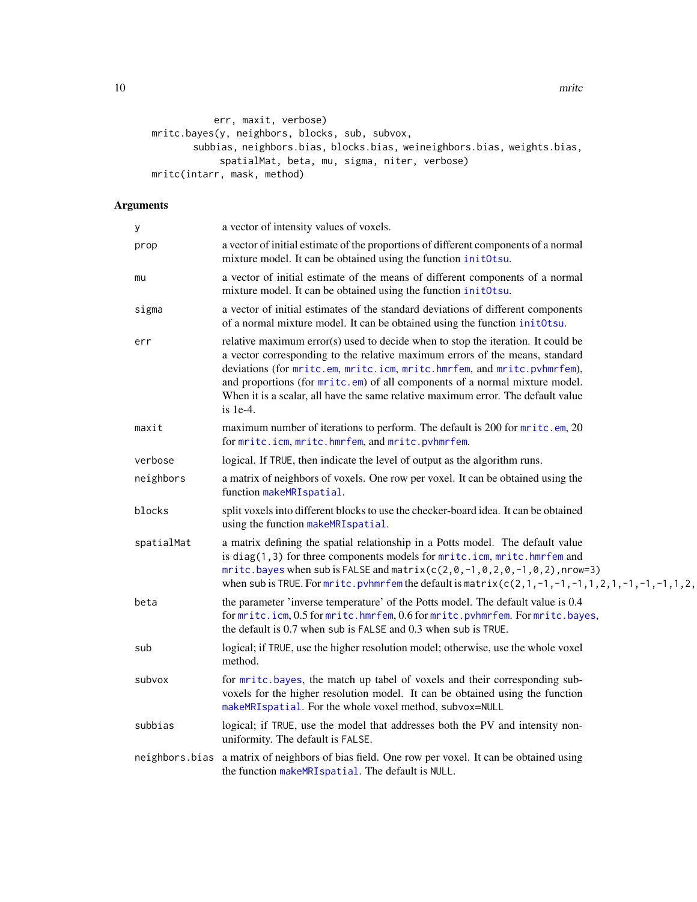```
             err, maxit, verbose)
mritc.bayes(y, neighbors, blocks, sub, subvox,
       subbias, neighbors.bias, blocks.bias, weineighbors.bias, weights.bias,
             spatialMat, beta, mu, sigma, niter, verbose)
mritc(intarr, mask, method)
```

## Arguments

| | |
|---|---|
| y | a vector of intensity values of voxels. |
| prop | a vector of initial estimate of the proportions of different components of a normal mixture model. It can be obtained using the function initOtsu. |
| mu | a vector of initial estimate of the means of different components of a normal mixture model. It can be obtained using the function initOtsu. |
| sigma | a vector of initial estimates of the standard deviations of different components of a normal mixture model. It can be obtained using the function initOtsu. |
| err | relative maximum error(s) used to decide when to stop the iteration. It could be a vector corresponding to the relative maximum errors of the means, standard deviations (for mritc.em, mritc.icm, mritc.hmrfem, and mritc.pvhmrfem), and proportions (for mritc.em) of all components of a normal mixture model. When it is a scalar, all have the same relative maximum error. The default value is 1e-4. |
| maxit | maximum number of iterations to perform. The default is 200 for mritc.em, 20 for mritc.icm, mritc.hmrfem, and mritc.pvhmrfem. |
| verbose | logical. If TRUE, then indicate the level of output as the algorithm runs. |
| neighbors | a matrix of neighbors of voxels. One row per voxel. It can be obtained using the function makeMRIspatial. |
| blocks | split voxels into different blocks to use the checker-board idea. It can be obtained using the function makeMRIspatial. |
| spatialMat | a matrix defining the spatial relationship in a Potts model. The default value is diag(1,3) for three components models for mritc.icm, mritc.hmrfem and mritc.bayes when sub is FALSE and matrix(c(2,0,-1,0,2,0,-1,0,2),nrow=3) when sub is TRUE. For mritc.pvhmrfem the default is matrix(c(2,1,-1,-1,-1,1,2,1,-1,-1,-1,1,2, |
| beta | the parameter 'inverse temperature' of the Potts model. The default value is 0.4 for mritc.icm, 0.5 for mritc.hmrfem, 0.6 for mritc.pvhmrfem. For mritc.bayes, the default is 0.7 when sub is FALSE and 0.3 when sub is TRUE. |
| sub | logical; if TRUE, use the higher resolution model; otherwise, use the whole voxel method. |
| subvox | for mritc.bayes, the match up tabel of voxels and their corresponding sub-voxels for the higher resolution model. It can be obtained using the function makeMRIspatial. For the whole voxel method, subvox=NULL |
| subbias | logical; if TRUE, use the model that addresses both the PV and intensity non-uniformity. The default is FALSE. |
| neighbors.bias | a matrix of neighbors of bias field. One row per voxel. It can be obtained using the function makeMRIspatial. The default is NULL. |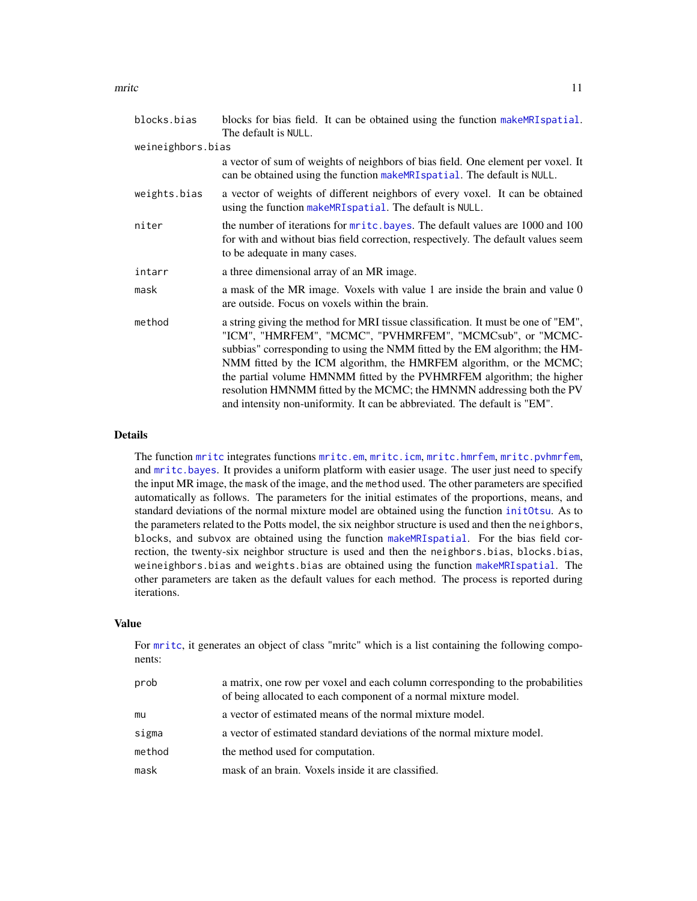| | |
|---|---|
| `blocks.bias` | blocks for bias field. It can be obtained using the function `makeMRIspatial`. The default is `NULL`. |
| `weineighbors.bias` | a vector of sum of weights of neighbors of bias field. One element per voxel. It can be obtained using the function `makeMRIspatial`. The default is `NULL`. |
| `weights.bias` | a vector of weights of different neighbors of every voxel. It can be obtained using the function `makeMRIspatial`. The default is `NULL`. |
| `niter` | the number of iterations for `mritc.bayes`. The default values are 1000 and 100 for with and without bias field correction, respectively. The default values seem to be adequate in many cases. |
| `intarr` | a three dimensional array of an MR image. |
| `mask` | a mask of the MR image. Voxels with value 1 are inside the brain and value 0 are outside. Focus on voxels within the brain. |
| `method` | a string giving the method for MRI tissue classification. It must be one of "EM", "ICM", "HMRFEM", "MCMC", "PVHMRFEM", "MCMCsub", or "MCMC-subbias" corresponding to using the NMM fitted by the EM algorithm; the HM-NMM fitted by the ICM algorithm, the HMRFEM algorithm, or the MCMC; the partial volume HMNMM fitted by the PVHMRFEM algorithm; the higher resolution HMNMM fitted by the MCMC; the HMNMN addressing both the PV and intensity non-uniformity. It can be abbreviated. The default is "EM". |

## Details

The function `mritc` integrates functions `mritc.em`, `mritc.icm`, `mritc.hmrfem`, `mritc.pvhmrfem`, and `mritc.bayes`. It provides a uniform platform with easier usage. The user just need to specify the input MR image, the `mask` of the image, and the `method` used. The other parameters are specified automatically as follows. The parameters for the initial estimates of the proportions, means, and standard deviations of the normal mixture model are obtained using the function `initOtsu`. As to the parameters related to the Potts model, the six neighbor structure is used and then the `neighbors`, `blocks`, and `subvox` are obtained using the function `makeMRIspatial`. For the bias field correction, the twenty-six neighbor structure is used and then the `neighbors.bias`, `blocks.bias`, `weineighbors.bias` and `weights.bias` are obtained using the function `makeMRIspatial`. The other parameters are taken as the default values for each method. The process is reported during iterations.

## Value

For `mritc`, it generates an object of class "mritc" which is a list containing the following components:

| | |
|---|---|
| `prob` | a matrix, one row per voxel and each column corresponding to the probabilities of being allocated to each component of a normal mixture model. |
| `mu` | a vector of estimated means of the normal mixture model. |
| `sigma` | a vector of estimated standard deviations of the normal mixture model. |
| `method` | the method used for computation. |
| `mask` | mask of an brain. Voxels inside it are classified. |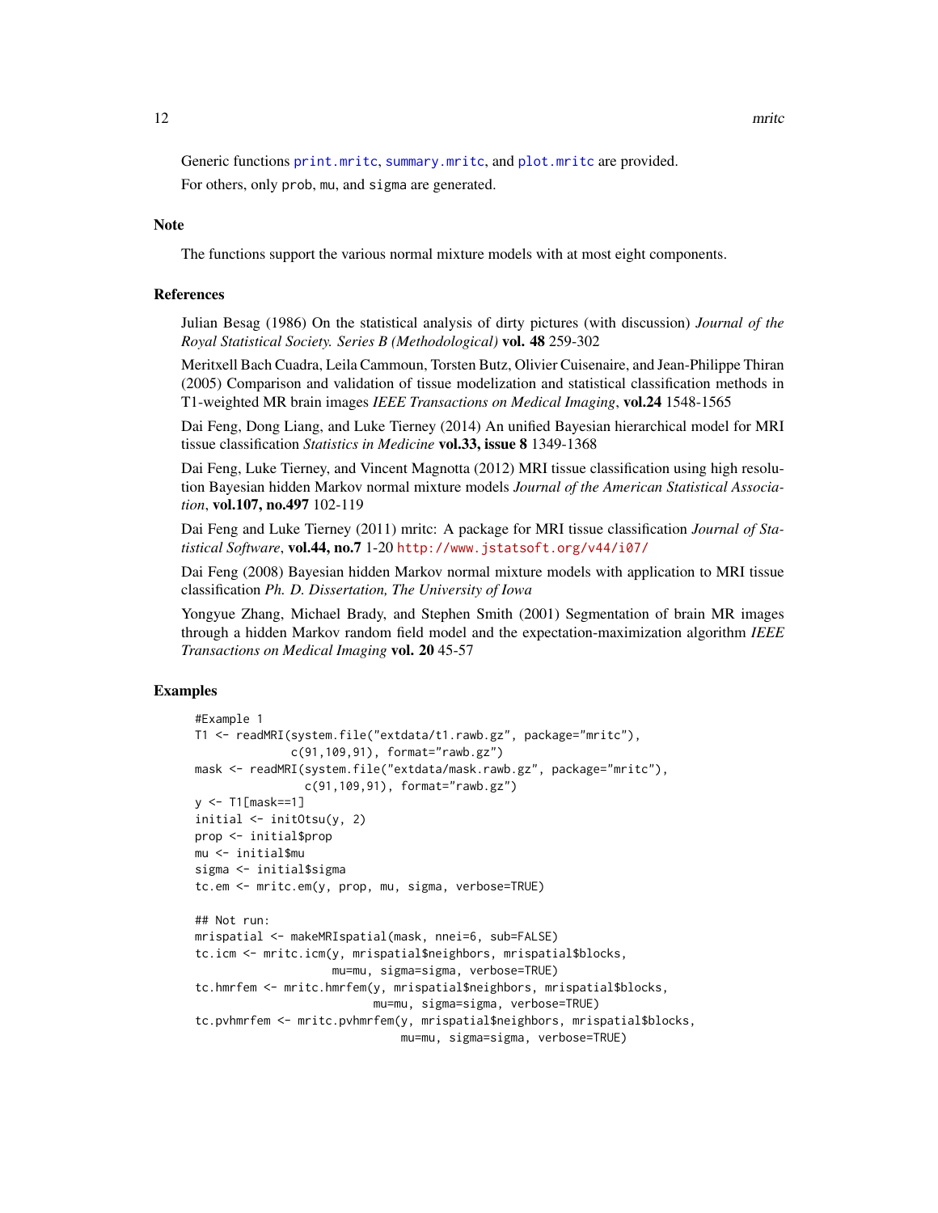Generic functions `print.mritc`, `summary.mritc`, and `plot.mritc` are provided.

For others, only prob, mu, and sigma are generated.

## Note

The functions support the various normal mixture models with at most eight components.

## References

Julian Besag (1986) On the statistical analysis of dirty pictures (with discussion) *Journal of the Royal Statistical Society. Series B (Methodological)* **vol. 48** 259-302

Meritxell Bach Cuadra, Leila Cammoun, Torsten Butz, Olivier Cuisenaire, and Jean-Philippe Thiran (2005) Comparison and validation of tissue modelization and statistical classification methods in T1-weighted MR brain images *IEEE Transactions on Medical Imaging*, **vol.24** 1548-1565

Dai Feng, Dong Liang, and Luke Tierney (2014) An unified Bayesian hierarchical model for MRI tissue classification *Statistics in Medicine* **vol.33, issue 8** 1349-1368

Dai Feng, Luke Tierney, and Vincent Magnotta (2012) MRI tissue classification using high resolution Bayesian hidden Markov normal mixture models *Journal of the American Statistical Association*, **vol.107, no.497** 102-119

Dai Feng and Luke Tierney (2011) mritc: A package for MRI tissue classification *Journal of Statistical Software*, **vol.44, no.7** 1-20 http://www.jstatsoft.org/v44/i07/

Dai Feng (2008) Bayesian hidden Markov normal mixture models with application to MRI tissue classification *Ph. D. Dissertation, The University of Iowa*

Yongyue Zhang, Michael Brady, and Stephen Smith (2001) Segmentation of brain MR images through a hidden Markov random field model and the expectation-maximization algorithm *IEEE Transactions on Medical Imaging* **vol. 20** 45-57

## Examples

```
#Example 1
T1 <- readMRI(system.file("extdata/t1.rawb.gz", package="mritc"),
              c(91,109,91), format="rawb.gz")
mask <- readMRI(system.file("extdata/mask.rawb.gz", package="mritc"),
                c(91,109,91), format="rawb.gz")
y <- T1[mask==1]
initial <- initOtsu(y, 2)
prop <- initial$prop
mu <- initial$mu
sigma <- initial$sigma
tc.em <- mritc.em(y, prop, mu, sigma, verbose=TRUE)

## Not run:
mrispatial <- makeMRIspatial(mask, nnei=6, sub=FALSE)
tc.icm <- mritc.icm(y, mrispatial$neighbors, mrispatial$blocks,
                    mu=mu, sigma=sigma, verbose=TRUE)
tc.hmrfem <- mritc.hmrfem(y, mrispatial$neighbors, mrispatial$blocks,
                          mu=mu, sigma=sigma, verbose=TRUE)
tc.pvhmrfem <- mritc.pvhmrfem(y, mrispatial$neighbors, mrispatial$blocks,
                              mu=mu, sigma=sigma, verbose=TRUE)
```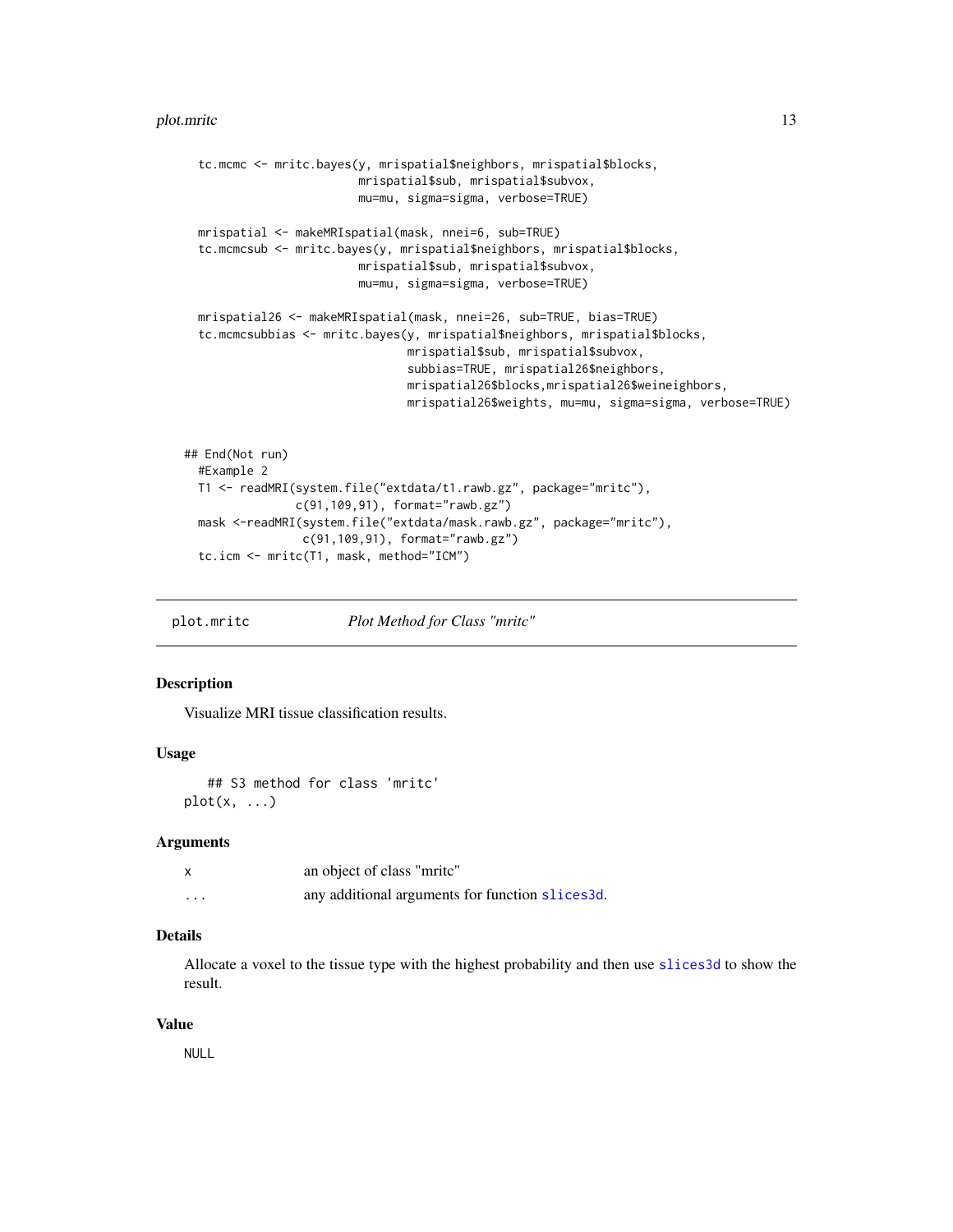```
  tc.mcmc <- mritc.bayes(y, mrispatial$neighbors, mrispatial$blocks,
                         mrispatial$sub, mrispatial$subvox,
                         mu=mu, sigma=sigma, verbose=TRUE)

  mrispatial <- makeMRIspatial(mask, nnei=6, sub=TRUE)
  tc.mcmcsub <- mritc.bayes(y, mrispatial$neighbors, mrispatial$blocks,
                         mrispatial$sub, mrispatial$subvox,
                         mu=mu, sigma=sigma, verbose=TRUE)

  mrispatial26 <- makeMRIspatial(mask, nnei=26, sub=TRUE, bias=TRUE)
  tc.mcmcsubbias <- mritc.bayes(y, mrispatial$neighbors, mrispatial$blocks,
                                mrispatial$sub, mrispatial$subvox,
                                subbias=TRUE, mrispatial26$neighbors,
                                mrispatial26$blocks,mrispatial26$weineighbors,
                                mrispatial26$weights, mu=mu, sigma=sigma, verbose=TRUE)


## End(Not run)
  #Example 2
  T1 <- readMRI(system.file("extdata/t1.rawb.gz", package="mritc"),
              c(91,109,91), format="rawb.gz")
  mask <-readMRI(system.file("extdata/mask.rawb.gz", package="mritc"),
               c(91,109,91), format="rawb.gz")
  tc.icm <- mritc(T1, mask, method="ICM")
```

---

## plot.mritc — *Plot Method for Class "mritc"*

### Description

Visualize MRI tissue classification results.

### Usage

```
    ## S3 method for class 'mritc'
plot(x, ...)
```

### Arguments

| | |
|---|---|
| x | an object of class "mritc" |
| ... | any additional arguments for function slices3d. |

### Details

Allocate a voxel to the tissue type with the highest probability and then use slices3d to show the result.

### Value

NULL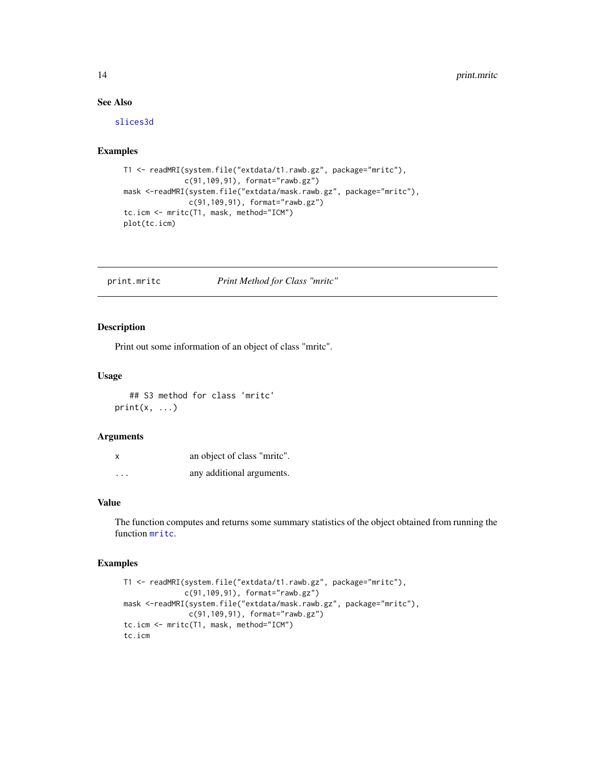## See Also

slices3d

## Examples

```
T1 <- readMRI(system.file("extdata/t1.rawb.gz", package="mritc"),
             c(91,109,91), format="rawb.gz")
mask <-readMRI(system.file("extdata/mask.rawb.gz", package="mritc"),
              c(91,109,91), format="rawb.gz")
tc.icm <- mritc(T1, mask, method="ICM")
plot(tc.icm)
```

---

# print.mritc — *Print Method for Class "mritc"*

## Description

Print out some information of an object of class "mritc".

## Usage

```
## S3 method for class 'mritc'
print(x, ...)
```

## Arguments

| | |
|---|---|
| x | an object of class "mritc". |
| ... | any additional arguments. |

## Value

The function computes and returns some summary statistics of the object obtained from running the function mritc.

## Examples

```
T1 <- readMRI(system.file("extdata/t1.rawb.gz", package="mritc"),
             c(91,109,91), format="rawb.gz")
mask <-readMRI(system.file("extdata/mask.rawb.gz", package="mritc"),
              c(91,109,91), format="rawb.gz")
tc.icm <- mritc(T1, mask, method="ICM")
tc.icm
```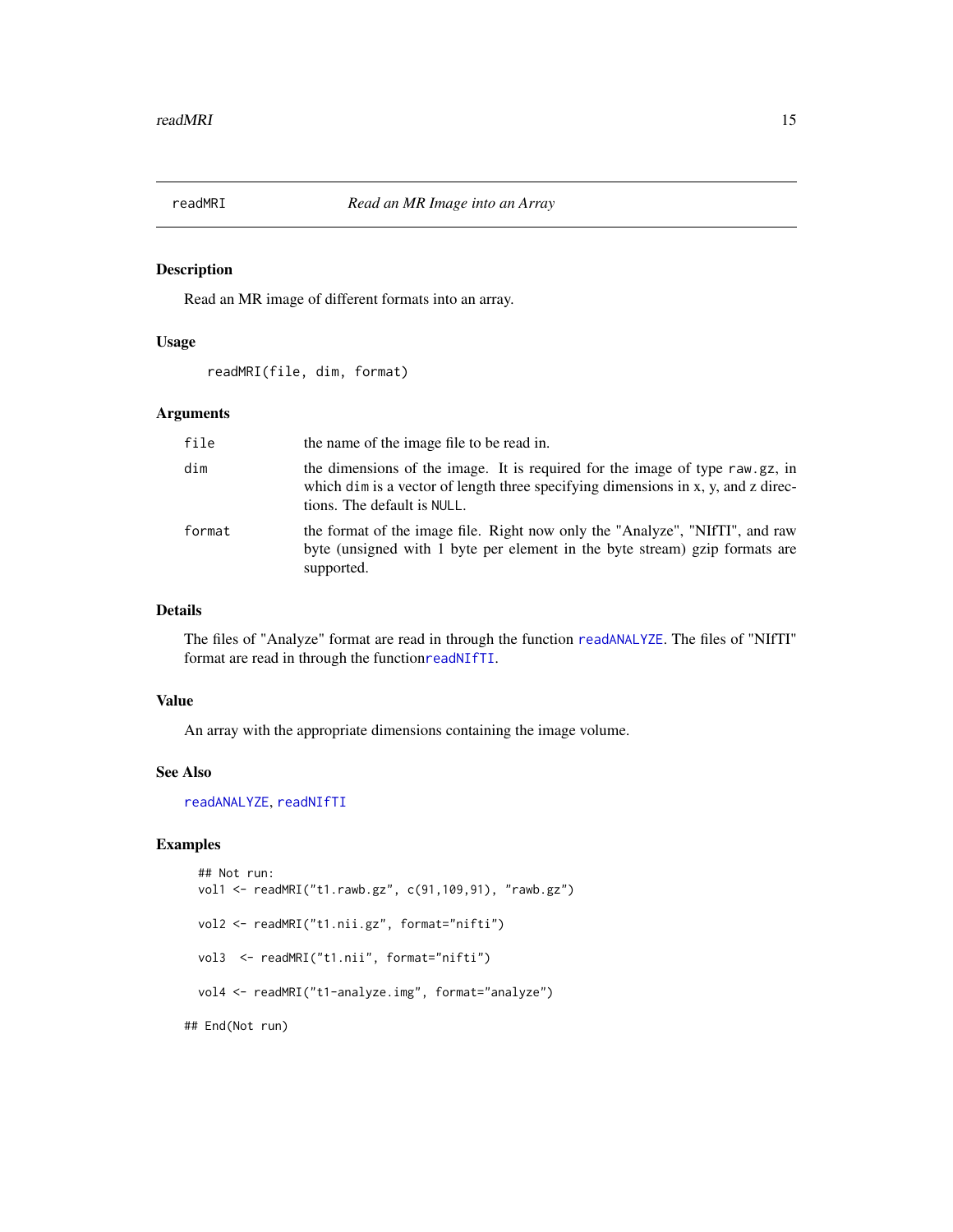## readMRI — *Read an MR Image into an Array*

### Description

Read an MR image of different formats into an array.

### Usage

```
readMRI(file, dim, format)
```

### Arguments

| | |
|---|---|
| `file` | the name of the image file to be read in. |
| `dim` | the dimensions of the image. It is required for the image of type `raw.gz`, in which `dim` is a vector of length three specifying dimensions in x, y, and z directions. The default is `NULL`. |
| `format` | the format of the image file. Right now only the "Analyze", "NIfTI", and raw byte (unsigned with 1 byte per element in the byte stream) gzip formats are supported. |

### Details

The files of "Analyze" format are read in through the function `readANALYZE`. The files of "NIfTI" format are read in through the function`readNIfTI`.

### Value

An array with the appropriate dimensions containing the image volume.

### See Also

`readANALYZE`, `readNIfTI`

### Examples

```
  ## Not run:
  vol1 <- readMRI("t1.rawb.gz", c(91,109,91), "rawb.gz")

  vol2 <- readMRI("t1.nii.gz", format="nifti")

  vol3  <- readMRI("t1.nii", format="nifti")

  vol4 <- readMRI("t1-analyze.img", format="analyze")

## End(Not run)
```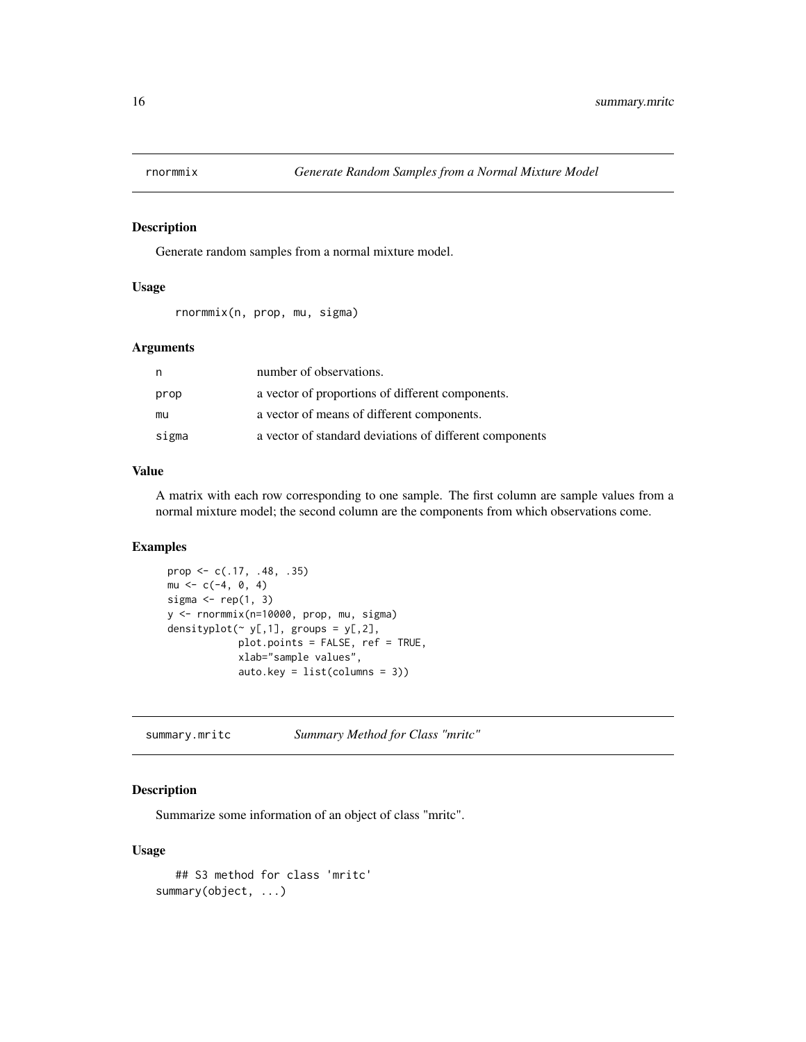## rnormmix *Generate Random Samples from a Normal Mixture Model*

### Description

Generate random samples from a normal mixture model.

### Usage

```
rnormmix(n, prop, mu, sigma)
```

### Arguments

| | |
|---|---|
| n | number of observations. |
| prop | a vector of proportions of different components. |
| mu | a vector of means of different components. |
| sigma | a vector of standard deviations of different components |

### Value

A matrix with each row corresponding to one sample. The first column are sample values from a normal mixture model; the second column are the components from which observations come.

### Examples

```
prop <- c(.17, .48, .35)
mu <- c(-4, 0, 4)
sigma <- rep(1, 3)
y <- rnormmix(n=10000, prop, mu, sigma)
densityplot(~ y[,1], groups = y[,2],
            plot.points = FALSE, ref = TRUE,
            xlab="sample values",
            auto.key = list(columns = 3))
```

## summary.mritc *Summary Method for Class "mritc"*

### Description

Summarize some information of an object of class "mritc".

### Usage

```
   ## S3 method for class 'mritc'
summary(object, ...)
```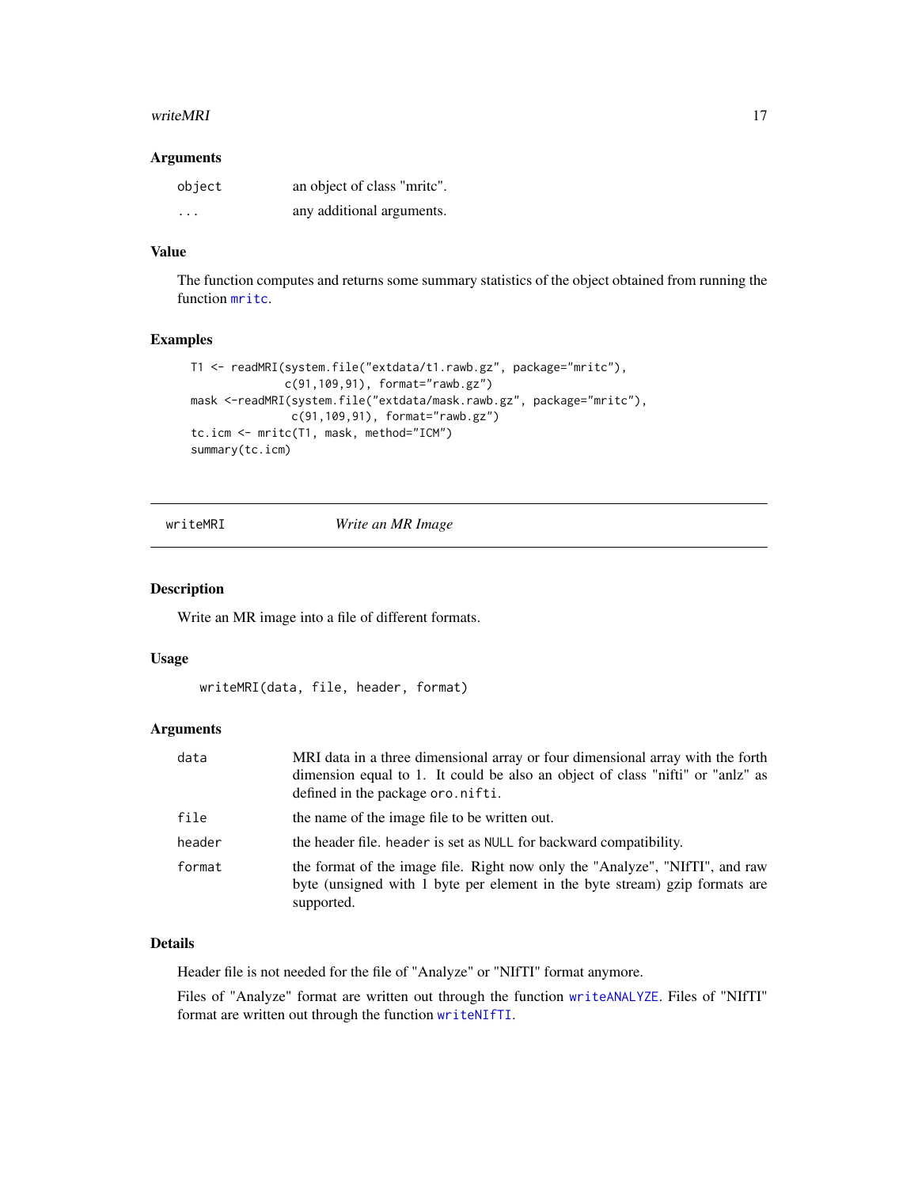### Arguments

| | |
|---|---|
| `object` | an object of class "mritc". |
| `...` | any additional arguments. |

### Value

The function computes and returns some summary statistics of the object obtained from running the function `mritc`.

### Examples

```
T1 <- readMRI(system.file("extdata/t1.rawb.gz", package="mritc"),
              c(91,109,91), format="rawb.gz")
mask <-readMRI(system.file("extdata/mask.rawb.gz", package="mritc"),
               c(91,109,91), format="rawb.gz")
tc.icm <- mritc(T1, mask, method="ICM")
summary(tc.icm)
```

---

## writeMRI — *Write an MR Image*

---

### Description

Write an MR image into a file of different formats.

### Usage

```
writeMRI(data, file, header, format)
```

### Arguments

| | |
|---|---|
| `data` | MRI data in a three dimensional array or four dimensional array with the forth dimension equal to 1. It could be also an object of class "nifti" or "anlz" as defined in the package `oro.nifti`. |
| `file` | the name of the image file to be written out. |
| `header` | the header file. `header` is set as `NULL` for backward compatibility. |
| `format` | the format of the image file. Right now only the "Analyze", "NIfTI", and raw byte (unsigned with 1 byte per element in the byte stream) gzip formats are supported. |

### Details

Header file is not needed for the file of "Analyze" or "NIfTI" format anymore.

Files of "Analyze" format are written out through the function `writeANALYZE`. Files of "NIfTI" format are written out through the function `writeNIfTI`.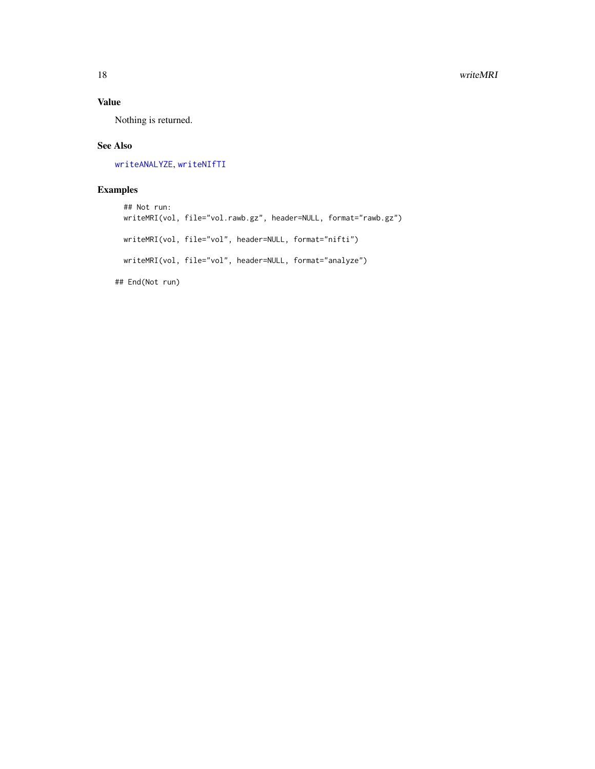## Value

Nothing is returned.

## See Also

writeANALYZE, writeNIfTI

## Examples

```
  ## Not run:
  writeMRI(vol, file="vol.rawb.gz", header=NULL, format="rawb.gz")

  writeMRI(vol, file="vol", header=NULL, format="nifti")

  writeMRI(vol, file="vol", header=NULL, format="analyze")

## End(Not run)
```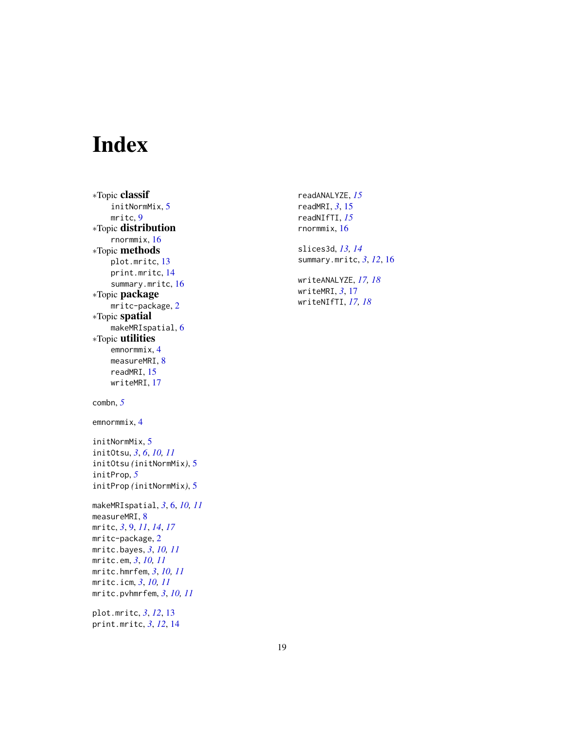# Index

*Topic **classif**
- initNormMix, 5
- mritc, 9

*Topic **distribution**
- rnormmix, 16

*Topic **methods**
- plot.mritc, 13
- print.mritc, 14
- summary.mritc, 16

*Topic **package**
- mritc-package, 2

*Topic **spatial**
- makeMRIspatial, 6

*Topic **utilities**
- emnormmix, 4
- measureMRI, 8
- readMRI, 15
- writeMRI, 17

combn, *5*

emnormmix, 4

initNormMix, 5
initOtsu, *3*, *6*, *10, 11*
initOtsu *(*initNormMix*)*, 5
initProp, *5*
initProp *(*initNormMix*)*, 5

makeMRIspatial, *3*, 6, *10, 11*
measureMRI, 8
mritc, *3*, 9, *11*, *14*, *17*
mritc-package, 2
mritc.bayes, *3*, *10, 11*
mritc.em, *3*, *10, 11*
mritc.hmrfem, *3*, *10, 11*
mritc.icm, *3*, *10, 11*
mritc.pvhmrfem, *3*, *10, 11*

plot.mritc, *3*, *12*, 13
print.mritc, *3*, *12*, 14

readANALYZE, *15*
readMRI, *3*, 15
readNIfTI, *15*
rnormmix, 16

slices3d, *13, 14*
summary.mritc, *3*, *12*, 16

writeANALYZE, *17, 18*
writeMRI, *3*, 17
writeNIfTI, *17, 18*